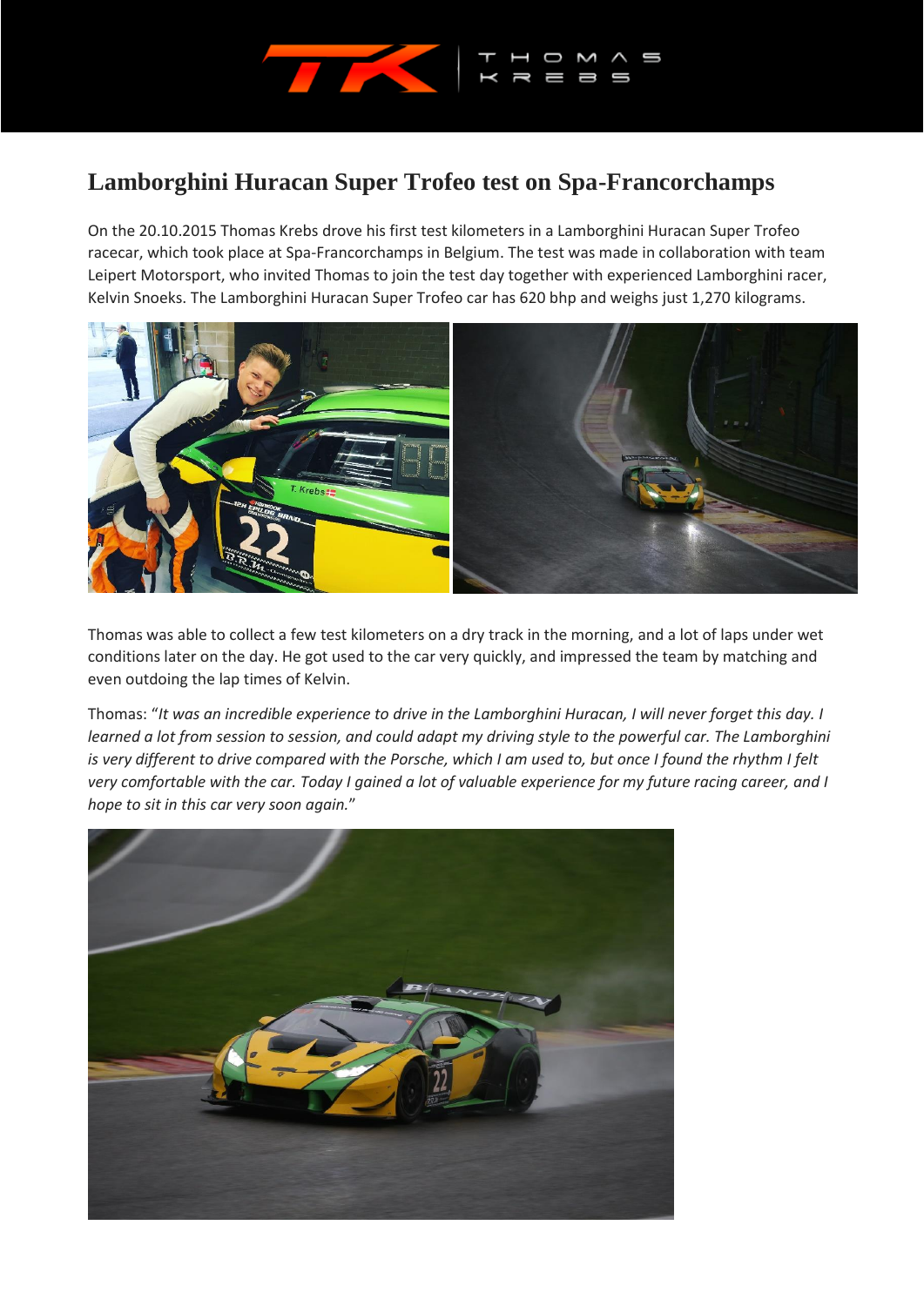# Lamborghini Huracan Super Trofeo test on Spa-Francorchamps

On the 20.10.2015 Thomas Krebs drove his first test kilometers in a Lamborghini Huracan Super Trofeo racecar, which took place at Spa-Francorchamps in Belgium. The test was made in collaboration with team Leipert Motorsport, who invited Thomas to join the test day together with experienced Lamborghini racer, Kelvin Snoeks. The Lamborghini Huracan Super Trofeo car has 620 bhp and weighs just 1,270 kilograms.

Thomas was able to collect a few test kilometers on a dry track in the morning, and a lot of laps under wet conditions later on the day. He got used to the car very quickly, and impressed the team by matching and even outdoing the lap times of Kelvin.

Thomas: "*It was an incredible experience to drive in the Lamborghini Huracan, I will never forget this day. I learned a lot from session to session, and could adapt my driving style to the powerful car. The Lamborghini is very different to drive compared with the Porsche, which I am used to, but once I found the rhythm I felt very comfortable with the car. Today I gained a lot of valuable experience for my future racing career, and I hope to sit in this car very soon again.*"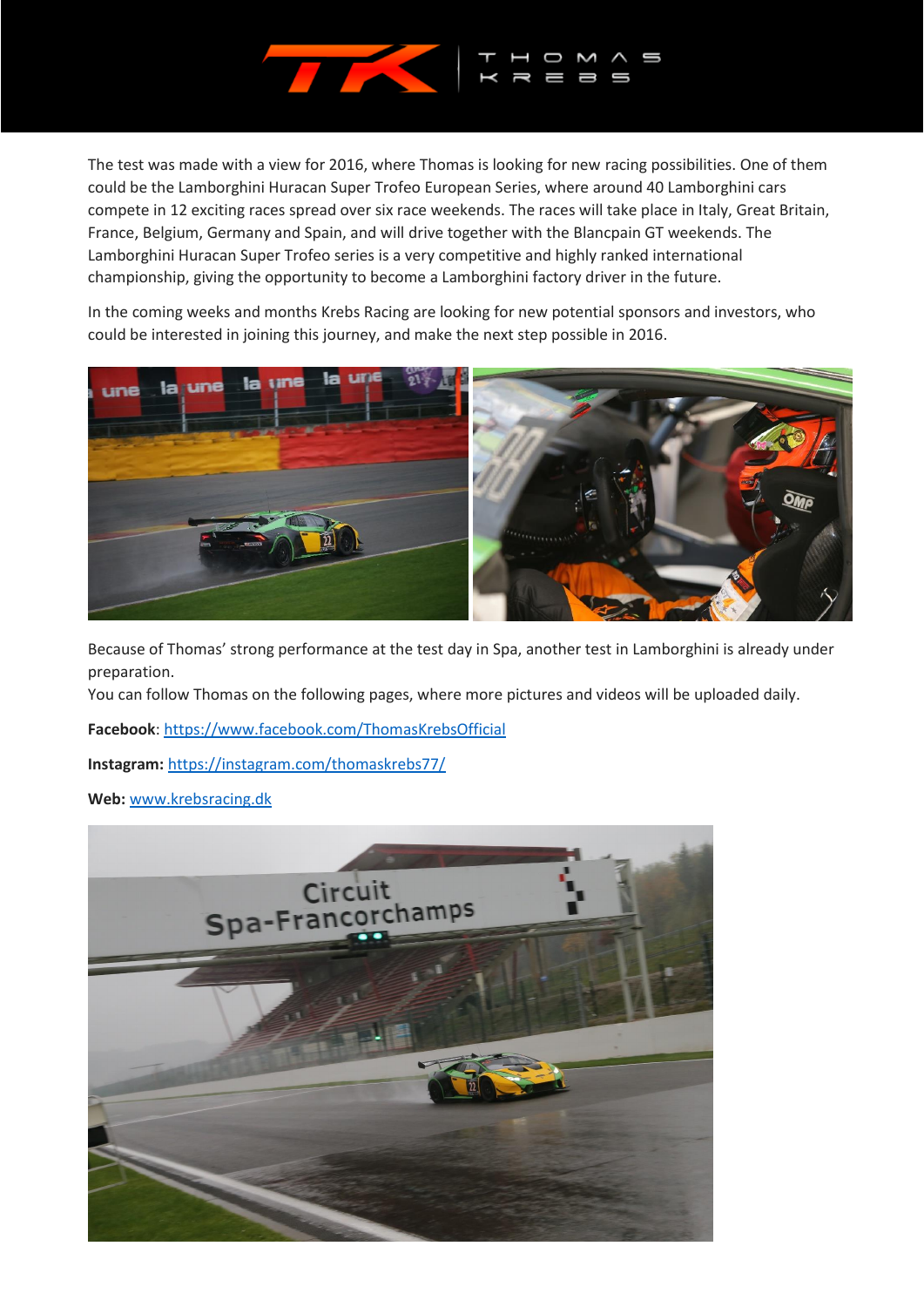The test was made with a view for 2016, where Thomas is looking for new racing possibilities. One of them could be the Lamborghini Huracan Super Trofeo European Series, where around 40 Lamborghini cars compete in 12 exciting races spread over six race weekends. The races will take place in Italy, Great Britain, France, Belgium, Germany and Spain, and will drive together with the Blancpain GT weekends. The Lamborghini Huracan Super Trofeo series is a very competitive and highly ranked international championship, giving the opportunity to become a Lamborghini factory driver in the future.

In the coming weeks and months Krebs Racing are looking for new potential sponsors and investors, who could be interested in joining this journey, and make the next step possible in 2016.

Because of Thomas' strong performance at the test day in Spa, another test in Lamborghini is already under preparation.
You can follow Thomas on the following pages, where more pictures and videos will be uploaded daily.

**Facebook**: https://www.facebook.com/ThomasKrebsOfficial

**Instagram:** https://instagram.com/thomaskrebs77/

**Web:** www.krebsracing.dk